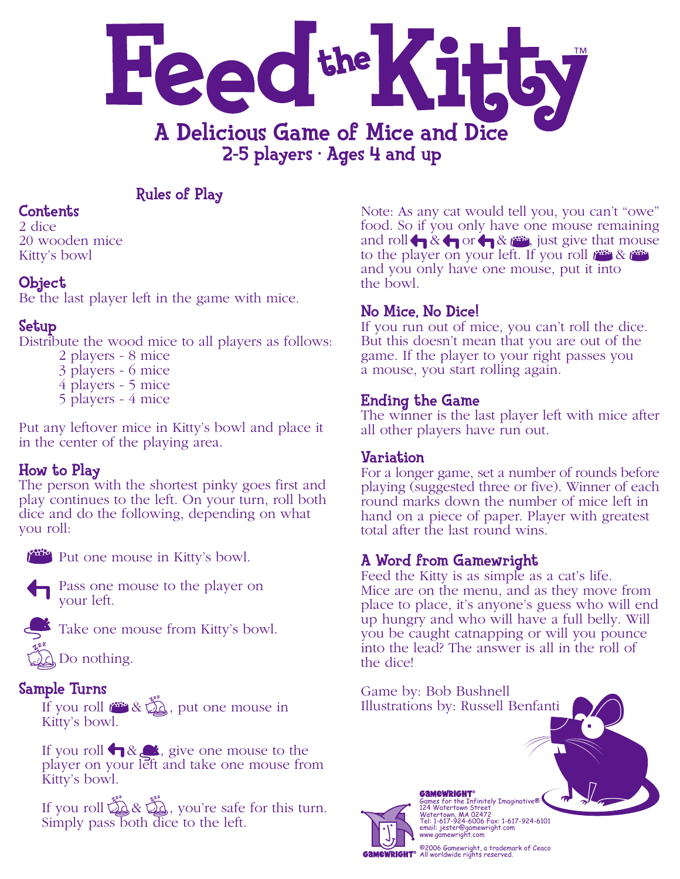# Feed the Kitty™

## A Delicious Game of Mice and Dice

### 2-5 players · Ages 4 and up

## Rules of Play

### Contents

2 dice
20 wooden mice
Kitty's bowl

### Object

Be the last player left in the game with mice.

### Setup

Distribute the wood mice to all players as follows:

- 2 players - 8 mice
- 3 players - 6 mice
- 4 players - 5 mice
- 5 players - 4 mice

Put any leftover mice in Kitty's bowl and place it in the center of the playing area.

### How to Play

The person with the shortest pinky goes first and play continues to the left. On your turn, roll both dice and do the following, depending on what you roll:

- [bowl] Put one mouse in Kitty's bowl.
- [arrow] Pass one mouse to the player on your left.
- [mouse] Take one mouse from Kitty's bowl.
- [sleeping cat] Do nothing.

### Sample Turns

If you roll [bowl] & [sleeping cat], put one mouse in Kitty's bowl.

If you roll [arrow] & [mouse], give one mouse to the player on your left and take one mouse from Kitty's bowl.

If you roll [sleeping cat] & [sleeping cat], you're safe for this turn. Simply pass both dice to the left.

Note: As any cat would tell you, you can't "owe" food. So if you only have one mouse remaining and roll [arrow] & [arrow] or [arrow] & [bowl], just give that mouse to the player on your left. If you roll [bowl] & [bowl] and you only have one mouse, put it into the bowl.

### No Mice, No Dice!

If you run out of mice, you can't roll the dice. But this doesn't mean that you are out of the game. If the player to your right passes you a mouse, you start rolling again.

### Ending the Game

The winner is the last player left with mice after all other players have run out.

### Variation

For a longer game, set a number of rounds before playing (suggested three or five). Winner of each round marks down the number of mice left in hand on a piece of paper. Player with greatest total after the last round wins.

### A Word from Gamewright

Feed the Kitty is as simple as a cat's life. Mice are on the menu, and as they move from place to place, it's anyone's guess who will end up hungry and who will have a full belly. Will you be caught catnapping or will you pounce into the lead? The answer is all in the roll of the dice!

Game by: Bob Bushnell
Illustrations by: Russell Benfanti

GAMEWRIGHT®
Games for the Infinitely Imaginative®
124 Watertown Street
Watertown, MA 02472
Tel: 1-617-924-6006 Fax: 1-617-924-6101
email: jester@gamewright.com
www.gamewright.com

©2006 Gamewright, a trademark of Ceaco
All worldwide rights reserved.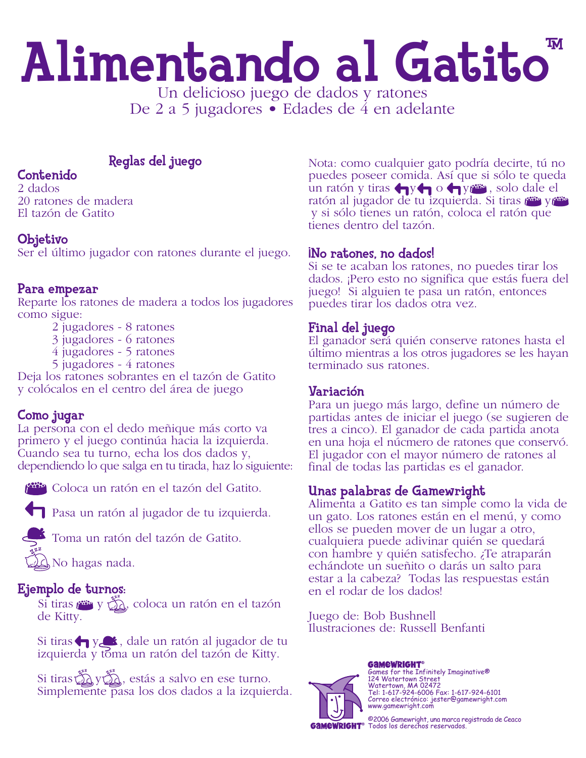# Alimentando al Gatito™

Un delicioso juego de dados y ratones
De 2 a 5 jugadores • Edades de 4 en adelante

## Reglas del juego

### Contenido

2 dados
20 ratones de madera
El tazón de Gatito

### Objetivo

Ser el último jugador con ratones durante el juego.

### Para empezar

Reparte los ratones de madera a todos los jugadores como sigue:

- 2 jugadores - 8 ratones
- 3 jugadores - 6 ratones
- 4 jugadores - 5 ratones
- 5 jugadores - 4 ratones

Deja los ratones sobrantes en el tazón de Gatito y colócalos en el centro del área de juego

### Como jugar

La persona con el dedo meñique más corto va primero y el juego continúa hacia la izquierda. Cuando sea tu turno, echa los dos dados y, dependiendo lo que salga en tu tirada, haz lo siguiente:

- Coloca un ratón en el tazón del Gatito.
- Pasa un ratón al jugador de tu izquierda.
- Toma un ratón del tazón de Gatito.
- No hagas nada.

### Ejemplo de turnos:

Si tiras y , coloca un ratón en el tazón de Kitty.

Si tiras y , dale un ratón al jugador de tu izquierda y toma un ratón del tazón de Kitty.

Si tiras y , estás a salvo en ese turno. Simplemente pasa los dos dados a la izquierda.

Nota: como cualquier gato podría decirte, tú no puedes poseer comida. Así que si sólo te queda un ratón y tiras y o y , solo dale el ratón al jugador de tu izquierda. Si tiras y y si sólo tienes un ratón, coloca el ratón que tienes dentro del tazón.

### ¡No ratones, no dados!

Si se te acaban los ratones, no puedes tirar los dados. ¡Pero esto no significa que estás fuera del juego! Si alguien te pasa un ratón, entonces puedes tirar los dados otra vez.

### Final del juego

El ganador será quién conserve ratones hasta el último mientras a los otros jugadores se les hayan terminado sus ratones.

### Variación

Para un juego más largo, define un número de partidas antes de iniciar el juego (se sugieren de tres a cinco). El ganador de cada partida anota en una hoja el númcero de ratones que conservó. El jugador con el mayor número de ratones al final de todas las partidas es el ganador.

### Unas palabras de Gamewright

Alimenta a Gatito es tan simple como la vida de un gato. Los ratones están en el menú, y como ellos se pueden mover de un lugar a otro, cualquiera puede adivinar quién se quedará con hambre y quién satisfecho. ¿Te atraparán echándote un sueñito o darás un salto para estar a la cabeza? Todas las respuestas están en el rodar de los dados!

Juego de: Bob Bushnell
Ilustraciones de: Russell Benfanti

GAMEWRIGHT®
Games for the Infinitely Imaginative®
124 Watertown Street
Watertown, MA 02472
Tel: 1-617-924-6006 Fax: 1-617-924-6101
Correo electrónico: jester@gamewright.com
www.gamewright.com

©2006 Gamewright, una marca registrada de Ceaco
Todos los derechos reservados.